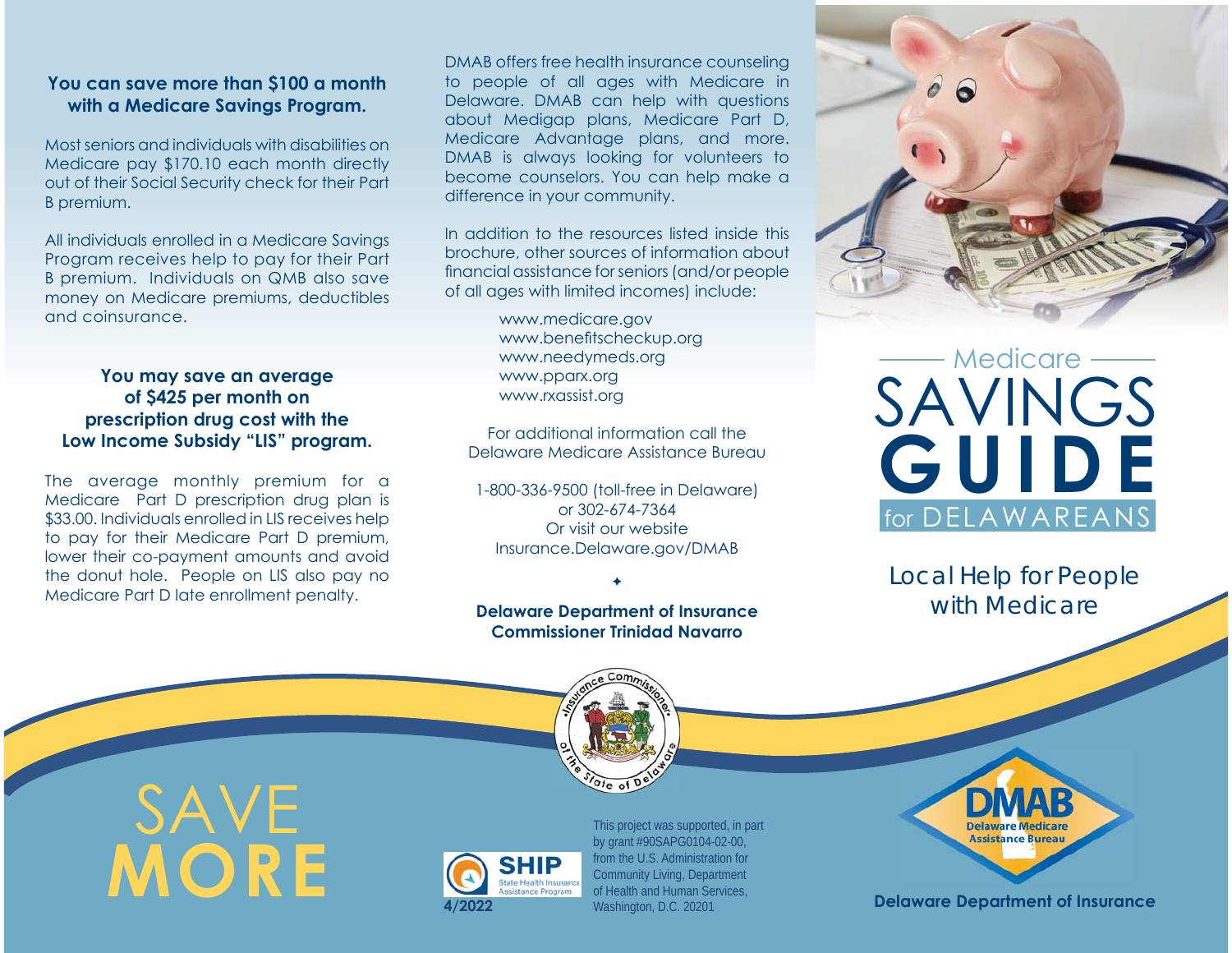**You can save more than $100 a month with a Medicare Savings Program.**

Most seniors and individuals with disabilities on Medicare pay $170.10 each month directly out of their Social Security check for their Part B premium.

All individuals enrolled in a Medicare Savings Program receives help to pay for their Part B premium. Individuals on QMB also save money on Medicare premiums, deductibles and coinsurance.

**You may save an average of $425 per month on prescription drug cost with the Low Income Subsidy "LIS" program.**

The average monthly premium for a Medicare Part D prescription drug plan is $33.00. Individuals enrolled in LIS receives help to pay for their Medicare Part D premium, lower their co-payment amounts and avoid the donut hole. People on LIS also pay no Medicare Part D late enrollment penalty.

# SAVE MORE

DMAB offers free health insurance counseling to people of all ages with Medicare in Delaware. DMAB can help with questions about Medigap plans, Medicare Part D, Medicare Advantage plans, and more. DMAB is always looking for volunteers to become counselors. You can help make a difference in your community.

In addition to the resources listed inside this brochure, other sources of information about financial assistance for seniors (and/or people of all ages with limited incomes) include:

- www.medicare.gov
- www.benefitscheckup.org
- www.needymeds.org
- www.pparx.org
- www.rxassist.org

For additional information call the Delaware Medicare Assistance Bureau

1-800-336-9500 (toll-free in Delaware)
or 302-674-7364
Or visit our website
Insurance.Delaware.gov/DMAB

✦

**Delaware Department of Insurance**
**Commissioner Trinidad Navarro**

SHIP State Health Insurance Assistance Program

4/2022

This project was supported, in part by grant #90SAPG0104-02-00, from the U.S. Administration for Community Living, Department of Health and Human Services, Washington, D.C. 20201

# Medicare SAVINGS GUIDE for DELAWAREANS

## Local Help for People with Medicare

DMAB Delaware Medicare Assistance Bureau

**Delaware Department of Insurance**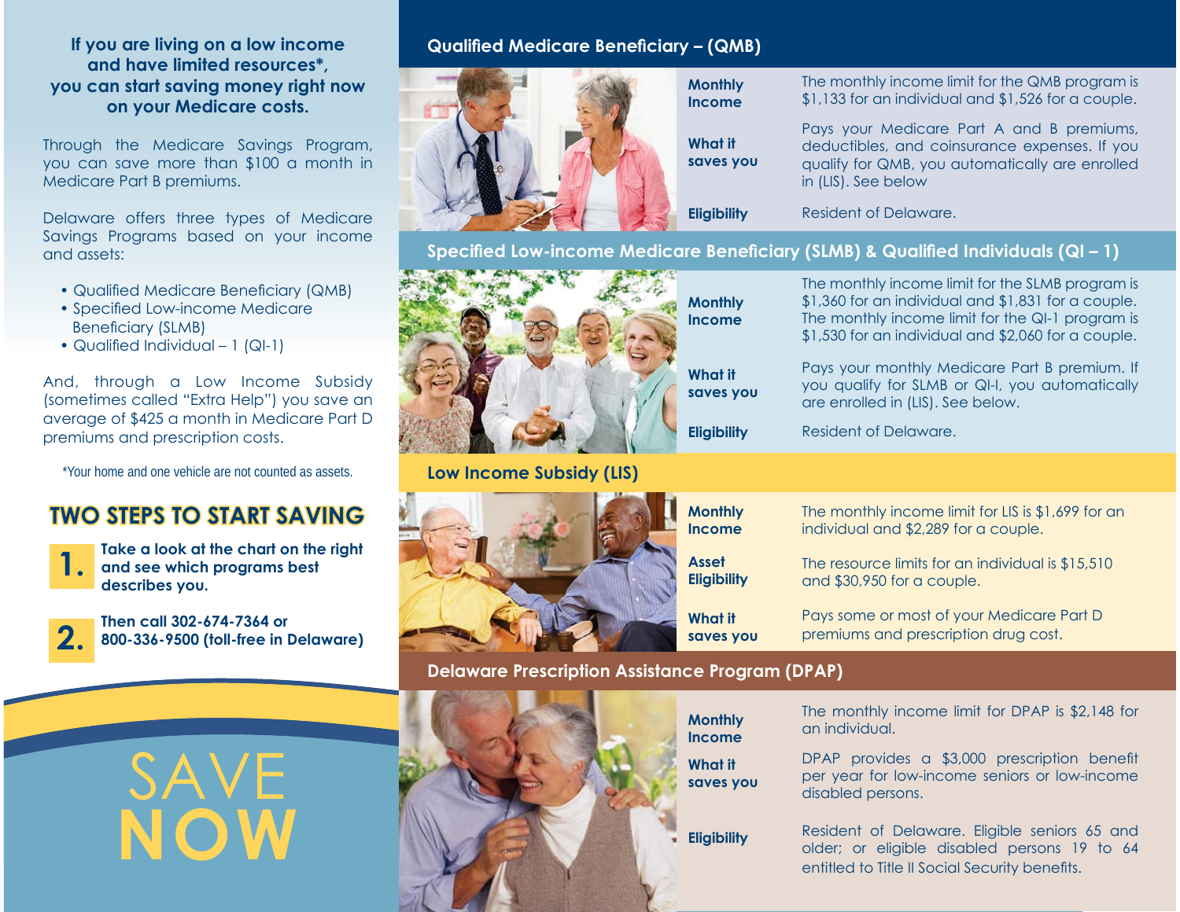**If you are living on a low income and have limited resources*, you can start saving money right now on your Medicare costs.**

Through the Medicare Savings Program, you can save more than $100 a month in Medicare Part B premiums.

Delaware offers three types of Medicare Savings Programs based on your income and assets:

- Qualified Medicare Beneficiary (QMB)
- Specified Low-income Medicare Beneficiary (SLMB)
- Qualified Individual – 1 (QI-1)

And, through a Low Income Subsidy (sometimes called "Extra Help") you save an average of $425 a month in Medicare Part D premiums and prescription costs.

*Your home and one vehicle are not counted as assets.

## TWO STEPS TO START SAVING

**1.** **Take a look at the chart on the right and see which programs best describes you.**

**2.** **Then call 302-674-7364 or 800-336-9500 (toll-free in Delaware)**

# SAVE NOW

## Qualified Medicare Beneficiary – (QMB)

| | |
|---|---|
| **Monthly Income** | The monthly income limit for the QMB program is $1,133 for an individual and $1,526 for a couple. |
| **What it saves you** | Pays your Medicare Part A and B premiums, deductibles, and coinsurance expenses. If you qualify for QMB, you automatically are enrolled in (LIS). See below |
| **Eligibility** | Resident of Delaware. |

## Specified Low-income Medicare Beneficiary (SLMB) & Qualified Individuals (QI – 1)

| | |
|---|---|
| **Monthly Income** | The monthly income limit for the SLMB program is $1,360 for an individual and $1,831 for a couple. The monthly income limit for the QI-1 program is $1,530 for an individual and $2,060 for a couple. |
| **What it saves you** | Pays your monthly Medicare Part B premium. If you qualify for SLMB or QI-I, you automatically are enrolled in (LIS). See below. |
| **Eligibility** | Resident of Delaware. |

## Low Income Subsidy (LIS)

| | |
|---|---|
| **Monthly Income** | The monthly income limit for LIS is $1,699 for an individual and $2,289 for a couple. |
| **Asset Eligibility** | The resource limits for an individual is $15,510 and $30,950 for a couple. |
| **What it saves you** | Pays some or most of your Medicare Part D premiums and prescription drug cost. |

## Delaware Prescription Assistance Program (DPAP)

| | |
|---|---|
| **Monthly Income** | The monthly income limit for DPAP is $2,148 for an individual. |
| **What it saves you** | DPAP provides a $3,000 prescription benefit per year for low-income seniors or low-income disabled persons. |
| **Eligibility** | Resident of Delaware. Eligible seniors 65 and older; or eligible disabled persons 19 to 64 entitled to Title II Social Security benefits. |